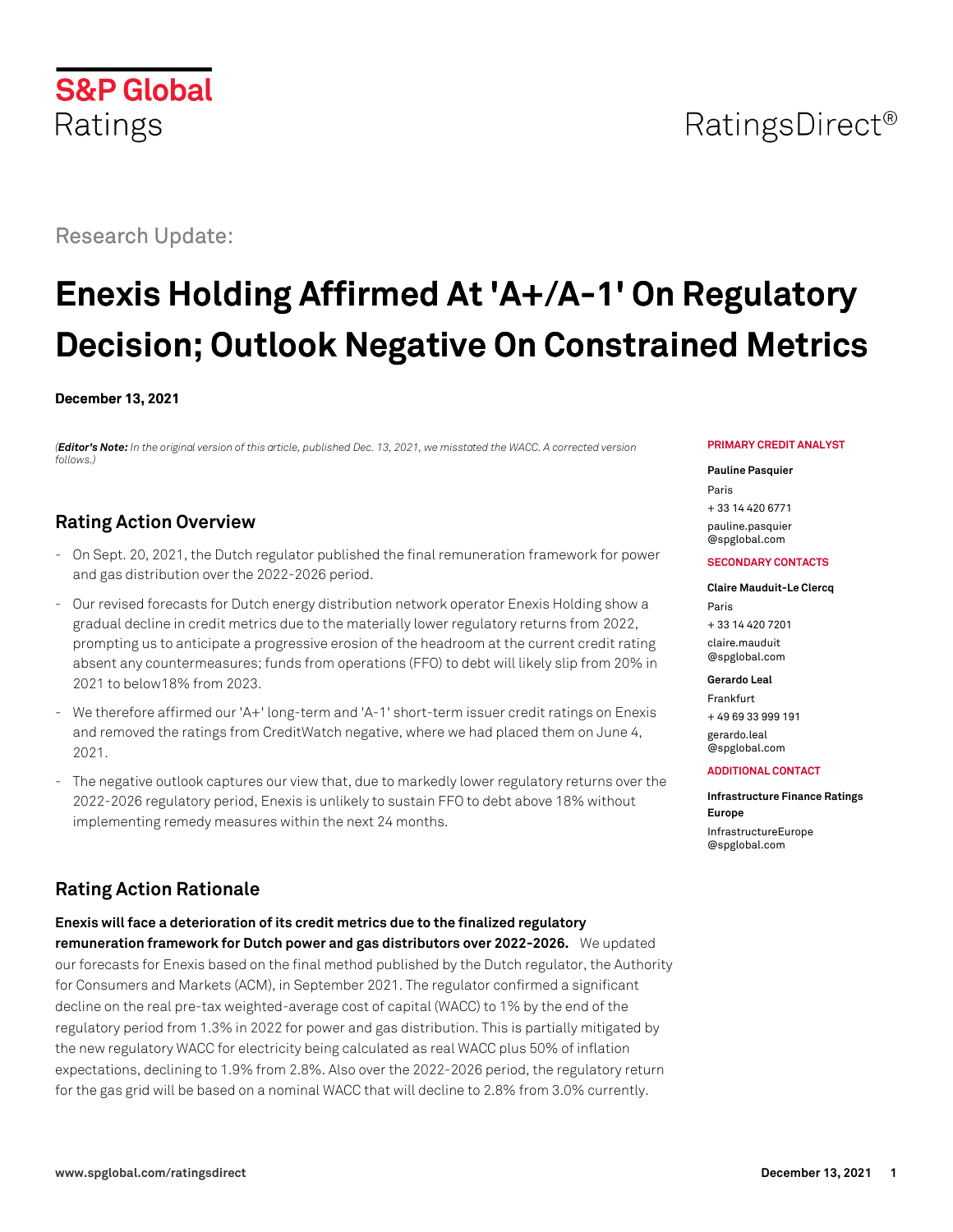S&P Global Ratings

RatingsDirect®

Research Update:

# Enexis Holding Affirmed At 'A+/A-1' On Regulatory Decision; Outlook Negative On Constrained Metrics

**December 13, 2021**

*(**Editor's Note:** In the original version of this article, published Dec. 13, 2021, we misstated the WACC. A corrected version follows.)*

**PRIMARY CREDIT ANALYST**

**Pauline Pasquier**
Paris
+ 33 14 420 6771
pauline.pasquier@spglobal.com

**SECONDARY CONTACTS**

**Claire Mauduit-Le Clercq**
Paris
+ 33 14 420 7201
claire.mauduit@spglobal.com

**Gerardo Leal**
Frankfurt
+ 49 69 33 999 191
gerardo.leal@spglobal.com

**ADDITIONAL CONTACT**

**Infrastructure Finance Ratings Europe**
InfrastructureEurope@spglobal.com

## Rating Action Overview

- On Sept. 20, 2021, the Dutch regulator published the final remuneration framework for power and gas distribution over the 2022-2026 period.
- Our revised forecasts for Dutch energy distribution network operator Enexis Holding show a gradual decline in credit metrics due to the materially lower regulatory returns from 2022, prompting us to anticipate a progressive erosion of the headroom at the current credit rating absent any countermeasures; funds from operations (FFO) to debt will likely slip from 20% in 2021 to below18% from 2023.
- We therefore affirmed our 'A+' long-term and 'A-1' short-term issuer credit ratings on Enexis and removed the ratings from CreditWatch negative, where we had placed them on June 4, 2021.
- The negative outlook captures our view that, due to markedly lower regulatory returns over the 2022-2026 regulatory period, Enexis is unlikely to sustain FFO to debt above 18% without implementing remedy measures within the next 24 months.

## Rating Action Rationale

**Enexis will face a deterioration of its credit metrics due to the finalized regulatory remuneration framework for Dutch power and gas distributors over 2022-2026.** We updated our forecasts for Enexis based on the final method published by the Dutch regulator, the Authority for Consumers and Markets (ACM), in September 2021. The regulator confirmed a significant decline on the real pre-tax weighted-average cost of capital (WACC) to 1% by the end of the regulatory period from 1.3% in 2022 for power and gas distribution. This is partially mitigated by the new regulatory WACC for electricity being calculated as real WACC plus 50% of inflation expectations, declining to 1.9% from 2.8%. Also over the 2022-2026 period, the regulatory return for the gas grid will be based on a nominal WACC that will decline to 2.8% from 3.0% currently.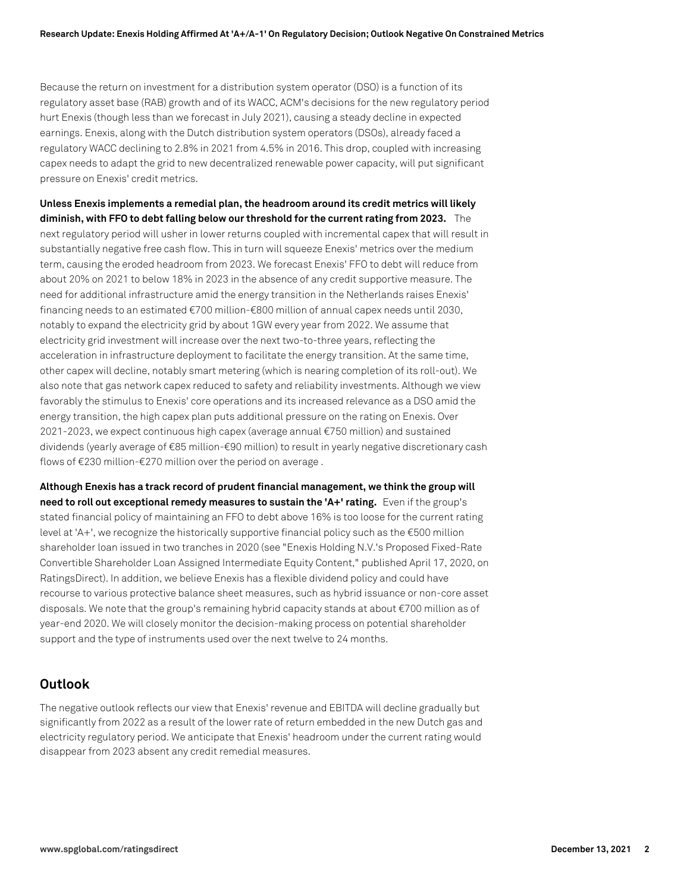Because the return on investment for a distribution system operator (DSO) is a function of its regulatory asset base (RAB) growth and of its WACC, ACM's decisions for the new regulatory period hurt Enexis (though less than we forecast in July 2021), causing a steady decline in expected earnings. Enexis, along with the Dutch distribution system operators (DSOs), already faced a regulatory WACC declining to 2.8% in 2021 from 4.5% in 2016. This drop, coupled with increasing capex needs to adapt the grid to new decentralized renewable power capacity, will put significant pressure on Enexis' credit metrics.

**Unless Enexis implements a remedial plan, the headroom around its credit metrics will likely diminish, with FFO to debt falling below our threshold for the current rating from 2023.** The next regulatory period will usher in lower returns coupled with incremental capex that will result in substantially negative free cash flow. This in turn will squeeze Enexis' metrics over the medium term, causing the eroded headroom from 2023. We forecast Enexis' FFO to debt will reduce from about 20% on 2021 to below 18% in 2023 in the absence of any credit supportive measure. The need for additional infrastructure amid the energy transition in the Netherlands raises Enexis' financing needs to an estimated €700 million-€800 million of annual capex needs until 2030, notably to expand the electricity grid by about 1GW every year from 2022. We assume that electricity grid investment will increase over the next two-to-three years, reflecting the acceleration in infrastructure deployment to facilitate the energy transition. At the same time, other capex will decline, notably smart metering (which is nearing completion of its roll-out). We also note that gas network capex reduced to safety and reliability investments. Although we view favorably the stimulus to Enexis' core operations and its increased relevance as a DSO amid the energy transition, the high capex plan puts additional pressure on the rating on Enexis. Over 2021-2023, we expect continuous high capex (average annual €750 million) and sustained dividends (yearly average of €85 million-€90 million) to result in yearly negative discretionary cash flows of €230 million-€270 million over the period on average .

**Although Enexis has a track record of prudent financial management, we think the group will need to roll out exceptional remedy measures to sustain the 'A+' rating.** Even if the group's stated financial policy of maintaining an FFO to debt above 16% is too loose for the current rating level at 'A+', we recognize the historically supportive financial policy such as the €500 million shareholder loan issued in two tranches in 2020 (see "Enexis Holding N.V.'s Proposed Fixed-Rate Convertible Shareholder Loan Assigned Intermediate Equity Content," published April 17, 2020, on RatingsDirect). In addition, we believe Enexis has a flexible dividend policy and could have recourse to various protective balance sheet measures, such as hybrid issuance or non-core asset disposals. We note that the group's remaining hybrid capacity stands at about €700 million as of year-end 2020. We will closely monitor the decision-making process on potential shareholder support and the type of instruments used over the next twelve to 24 months.

## Outlook

The negative outlook reflects our view that Enexis' revenue and EBITDA will decline gradually but significantly from 2022 as a result of the lower rate of return embedded in the new Dutch gas and electricity regulatory period. We anticipate that Enexis' headroom under the current rating would disappear from 2023 absent any credit remedial measures.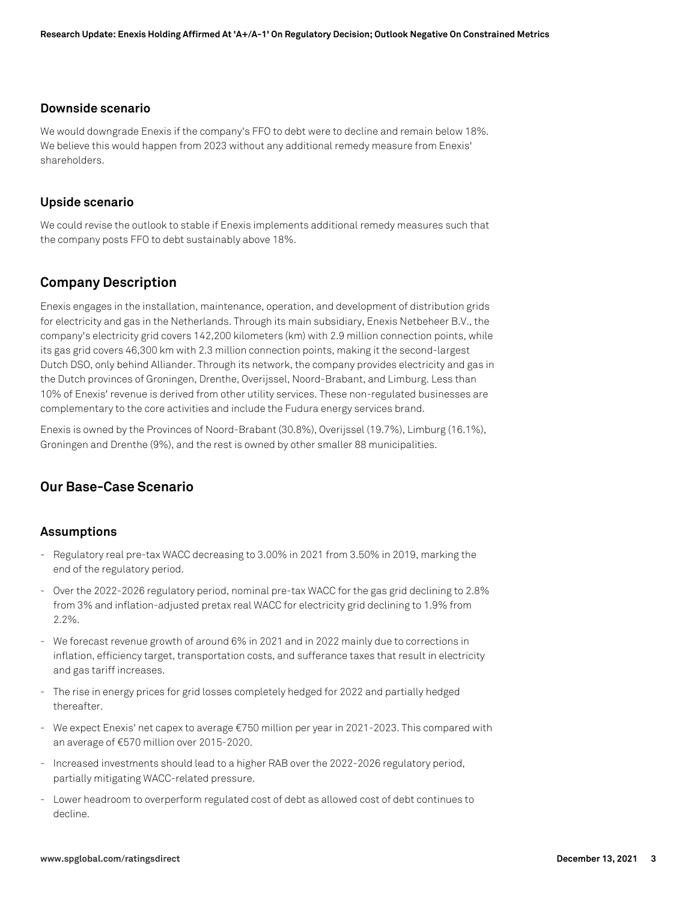### Downside scenario

We would downgrade Enexis if the company's FFO to debt were to decline and remain below 18%. We believe this would happen from 2023 without any additional remedy measure from Enexis' shareholders.

### Upside scenario

We could revise the outlook to stable if Enexis implements additional remedy measures such that the company posts FFO to debt sustainably above 18%.

## Company Description

Enexis engages in the installation, maintenance, operation, and development of distribution grids for electricity and gas in the Netherlands. Through its main subsidiary, Enexis Netbeheer B.V., the company's electricity grid covers 142,200 kilometers (km) with 2.9 million connection points, while its gas grid covers 46,300 km with 2.3 million connection points, making it the second-largest Dutch DSO, only behind Alliander. Through its network, the company provides electricity and gas in the Dutch provinces of Groningen, Drenthe, Overijssel, Noord-Brabant, and Limburg. Less than 10% of Enexis' revenue is derived from other utility services. These non-regulated businesses are complementary to the core activities and include the Fudura energy services brand.

Enexis is owned by the Provinces of Noord-Brabant (30.8%), Overijssel (19.7%), Limburg (16.1%), Groningen and Drenthe (9%), and the rest is owned by other smaller 88 municipalities.

## Our Base-Case Scenario

### Assumptions

- Regulatory real pre-tax WACC decreasing to 3.00% in 2021 from 3.50% in 2019, marking the end of the regulatory period.
- Over the 2022-2026 regulatory period, nominal pre-tax WACC for the gas grid declining to 2.8% from 3% and inflation-adjusted pretax real WACC for electricity grid declining to 1.9% from 2.2%.
- We forecast revenue growth of around 6% in 2021 and in 2022 mainly due to corrections in inflation, efficiency target, transportation costs, and sufferance taxes that result in electricity and gas tariff increases.
- The rise in energy prices for grid losses completely hedged for 2022 and partially hedged thereafter.
- We expect Enexis' net capex to average €750 million per year in 2021-2023. This compared with an average of €570 million over 2015-2020.
- Increased investments should lead to a higher RAB over the 2022-2026 regulatory period, partially mitigating WACC-related pressure.
- Lower headroom to overperform regulated cost of debt as allowed cost of debt continues to decline.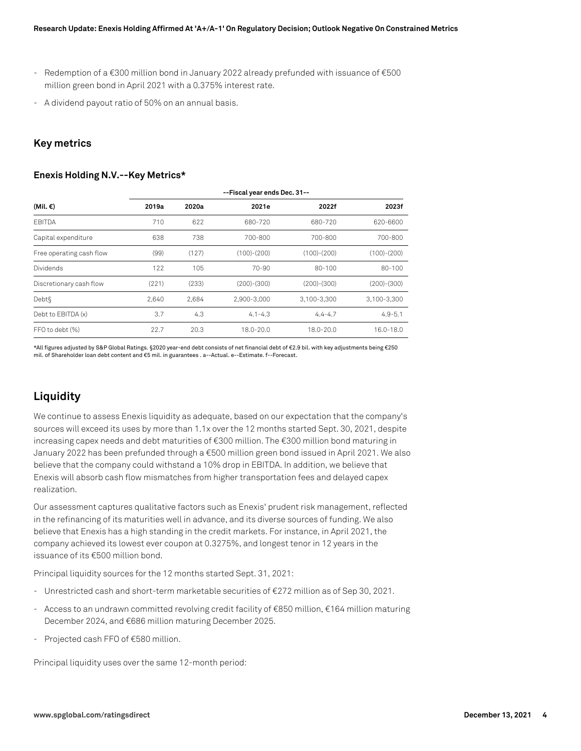- Redemption of a €300 million bond in January 2022 already prefunded with issuance of €500 million green bond in April 2021 with a 0.375% interest rate.
- A dividend payout ratio of 50% on an annual basis.

## Key metrics

### Enexis Holding N.V.--Key Metrics*

| | --Fiscal year ends Dec. 31-- | | | | |
|---|---|---|---|---|---|
| (Mil. €) | 2019a | 2020a | 2021e | 2022f | 2023f |
| EBITDA | 710 | 622 | 680-720 | 680-720 | 620-6600 |
| Capital expenditure | 638 | 738 | 700-800 | 700-800 | 700-800 |
| Free operating cash flow | (99) | (127) | (100)-(200) | (100)-(200) | (100)-(200) |
| Dividends | 122 | 105 | 70-90 | 80-100 | 80-100 |
| Discretionary cash flow | (221) | (233) | (200)-(300) | (200)-(300) | (200)-(300) |
| Debt§ | 2,640 | 2,684 | 2,900-3,000 | 3,100-3,300 | 3,100-3,300 |
| Debt to EBITDA (x) | 3.7 | 4.3 | 4.1-4.3 | 4.4-4.7 | 4.9-5.1 |
| FFO to debt (%) | 22.7 | 20.3 | 18.0-20.0 | 18.0-20.0 | 16.0-18.0 |

*All figures adjusted by S&P Global Ratings. §2020 year-end debt consists of net financial debt of €2.9 bil. with key adjustments being €250 mil. of Shareholder loan debt content and €5 mil. in guarantees . a--Actual. e--Estimate. f--Forecast.

## Liquidity

We continue to assess Enexis liquidity as adequate, based on our expectation that the company's sources will exceed its uses by more than 1.1x over the 12 months started Sept. 30, 2021, despite increasing capex needs and debt maturities of €300 million. The €300 million bond maturing in January 2022 has been prefunded through a €500 million green bond issued in April 2021. We also believe that the company could withstand a 10% drop in EBITDA. In addition, we believe that Enexis will absorb cash flow mismatches from higher transportation fees and delayed capex realization.

Our assessment captures qualitative factors such as Enexis' prudent risk management, reflected in the refinancing of its maturities well in advance, and its diverse sources of funding. We also believe that Enexis has a high standing in the credit markets. For instance, in April 2021, the company achieved its lowest ever coupon at 0.3275%, and longest tenor in 12 years in the issuance of its €500 million bond.

Principal liquidity sources for the 12 months started Sept. 31, 2021:

- Unrestricted cash and short-term marketable securities of €272 million as of Sep 30, 2021.
- Access to an undrawn committed revolving credit facility of €850 million, €164 million maturing December 2024, and €686 million maturing December 2025.
- Projected cash FFO of €580 million.

Principal liquidity uses over the same 12-month period: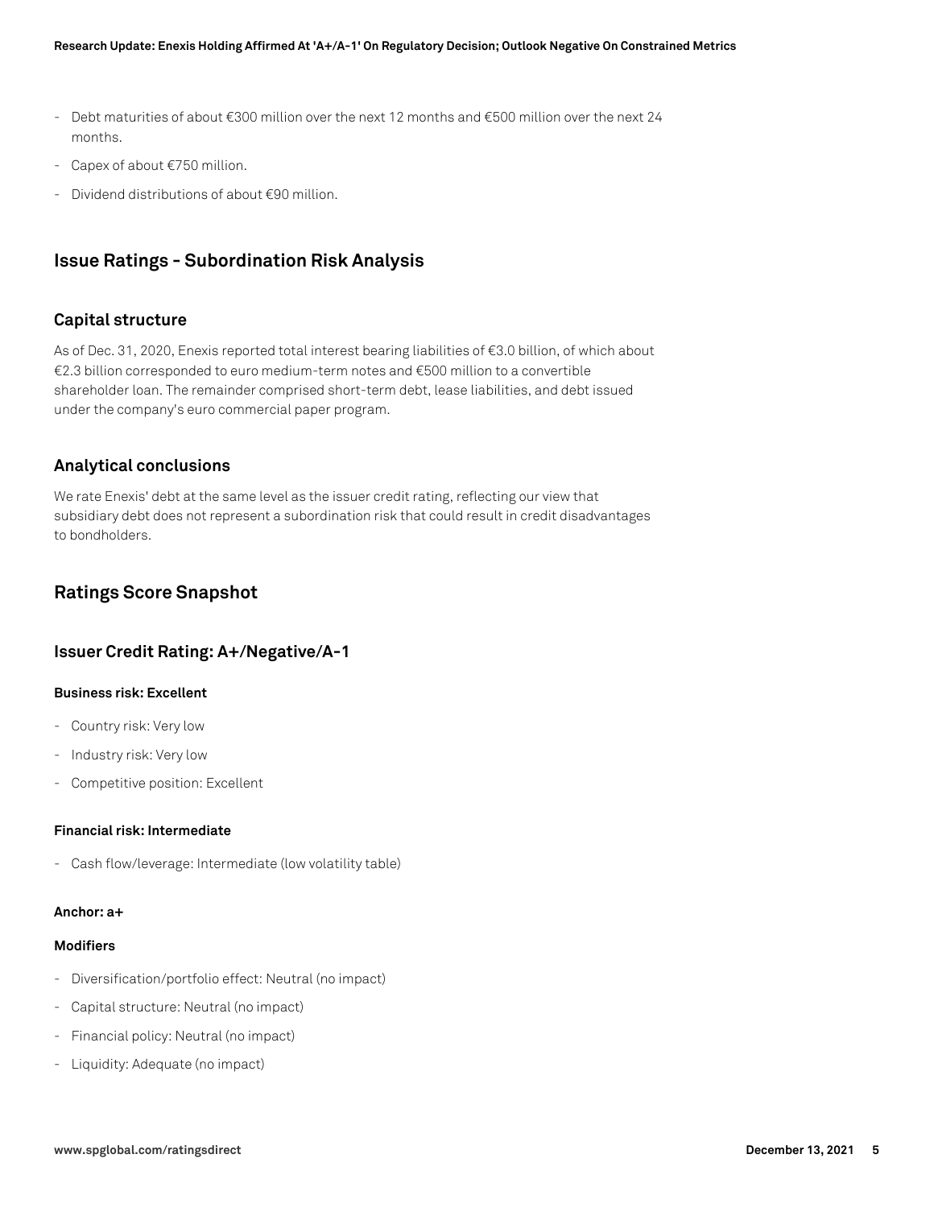- Debt maturities of about €300 million over the next 12 months and €500 million over the next 24 months.
- Capex of about €750 million.
- Dividend distributions of about €90 million.

## Issue Ratings - Subordination Risk Analysis

### Capital structure

As of Dec. 31, 2020, Enexis reported total interest bearing liabilities of €3.0 billion, of which about €2.3 billion corresponded to euro medium-term notes and €500 million to a convertible shareholder loan. The remainder comprised short-term debt, lease liabilities, and debt issued under the company's euro commercial paper program.

### Analytical conclusions

We rate Enexis' debt at the same level as the issuer credit rating, reflecting our view that subsidiary debt does not represent a subordination risk that could result in credit disadvantages to bondholders.

## Ratings Score Snapshot

### Issuer Credit Rating: A+/Negative/A-1

**Business risk: Excellent**

- Country risk: Very low
- Industry risk: Very low
- Competitive position: Excellent

**Financial risk: Intermediate**

- Cash flow/leverage: Intermediate (low volatility table)

**Anchor: a+**

**Modifiers**

- Diversification/portfolio effect: Neutral (no impact)
- Capital structure: Neutral (no impact)
- Financial policy: Neutral (no impact)
- Liquidity: Adequate (no impact)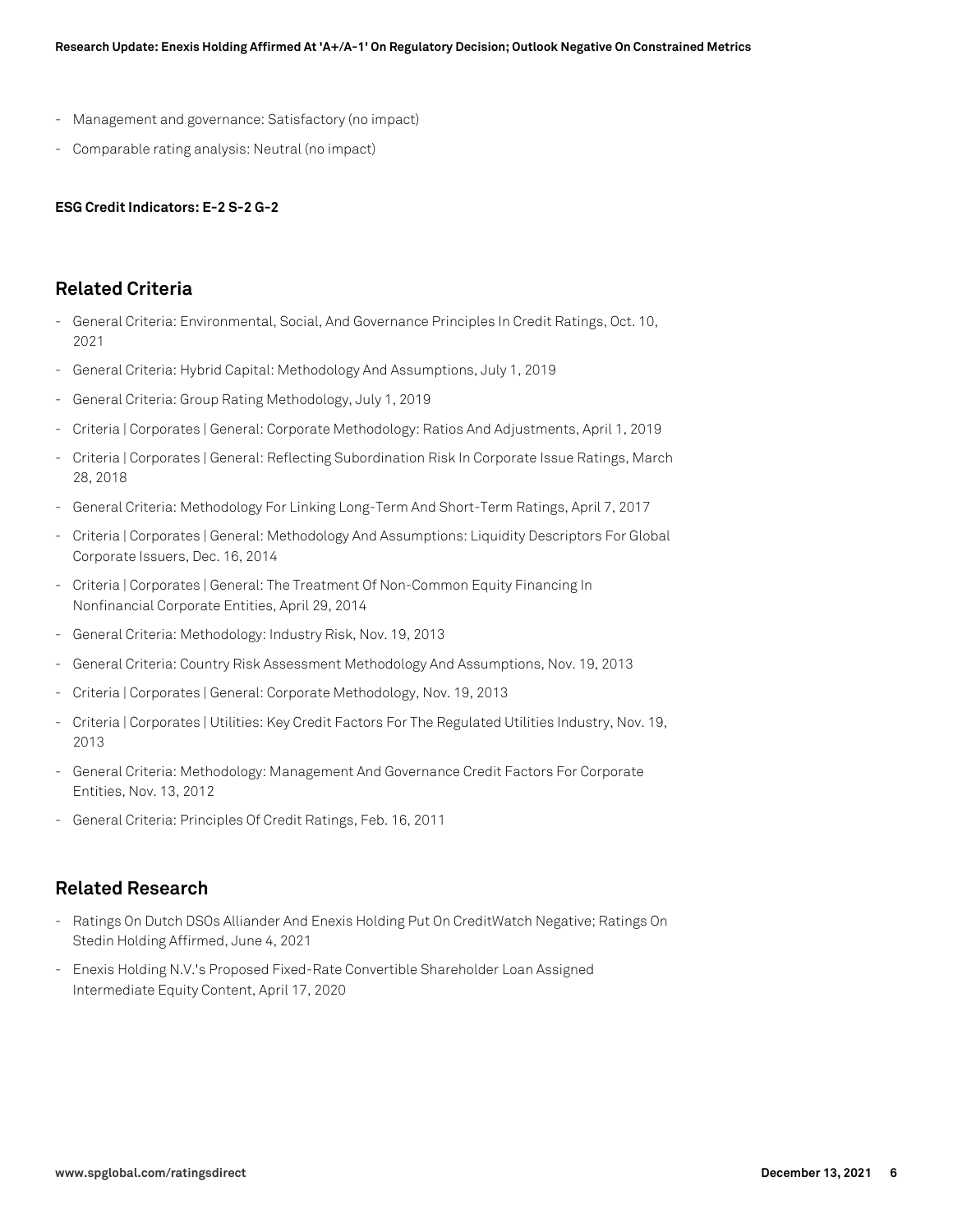- Management and governance: Satisfactory (no impact)
- Comparable rating analysis: Neutral (no impact)

**ESG Credit Indicators: E-2 S-2 G-2**

## Related Criteria

- General Criteria: Environmental, Social, And Governance Principles In Credit Ratings, Oct. 10, 2021
- General Criteria: Hybrid Capital: Methodology And Assumptions, July 1, 2019
- General Criteria: Group Rating Methodology, July 1, 2019
- Criteria | Corporates | General: Corporate Methodology: Ratios And Adjustments, April 1, 2019
- Criteria | Corporates | General: Reflecting Subordination Risk In Corporate Issue Ratings, March 28, 2018
- General Criteria: Methodology For Linking Long-Term And Short-Term Ratings, April 7, 2017
- Criteria | Corporates | General: Methodology And Assumptions: Liquidity Descriptors For Global Corporate Issuers, Dec. 16, 2014
- Criteria | Corporates | General: The Treatment Of Non-Common Equity Financing In Nonfinancial Corporate Entities, April 29, 2014
- General Criteria: Methodology: Industry Risk, Nov. 19, 2013
- General Criteria: Country Risk Assessment Methodology And Assumptions, Nov. 19, 2013
- Criteria | Corporates | General: Corporate Methodology, Nov. 19, 2013
- Criteria | Corporates | Utilities: Key Credit Factors For The Regulated Utilities Industry, Nov. 19, 2013
- General Criteria: Methodology: Management And Governance Credit Factors For Corporate Entities, Nov. 13, 2012
- General Criteria: Principles Of Credit Ratings, Feb. 16, 2011

## Related Research

- Ratings On Dutch DSOs Alliander And Enexis Holding Put On CreditWatch Negative; Ratings On Stedin Holding Affirmed, June 4, 2021
- Enexis Holding N.V.'s Proposed Fixed-Rate Convertible Shareholder Loan Assigned Intermediate Equity Content, April 17, 2020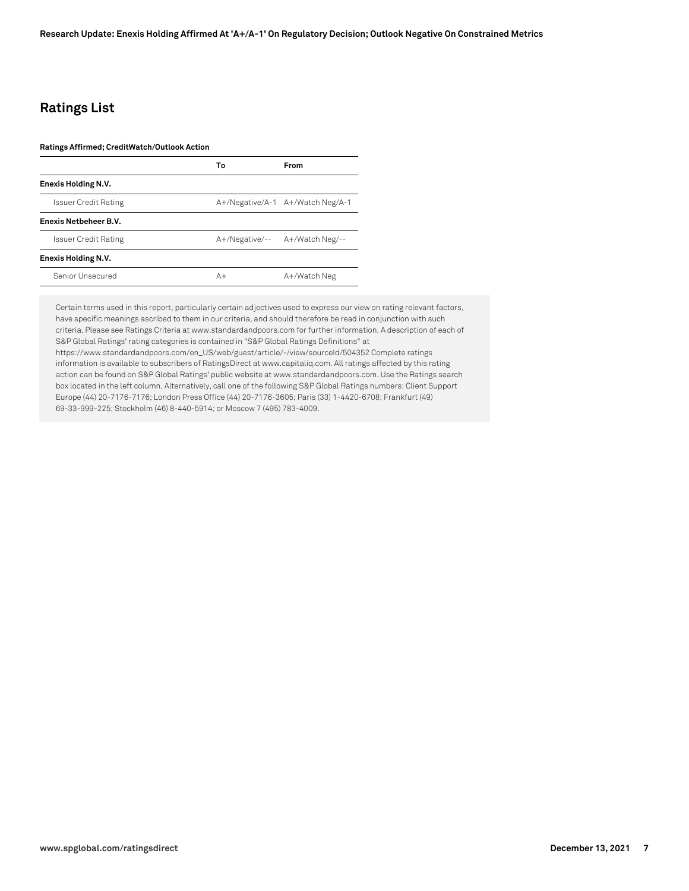## Ratings List

**Ratings Affirmed; CreditWatch/Outlook Action**

| | To | From |
|---|---|---|
| **Enexis Holding N.V.** | | |
| Issuer Credit Rating | A+/Negative/A-1 | A+/Watch Neg/A-1 |
| **Enexis Netbeheer B.V.** | | |
| Issuer Credit Rating | A+/Negative/-- | A+/Watch Neg/-- |
| **Enexis Holding N.V.** | | |
| Senior Unsecured | A+ | A+/Watch Neg |

Certain terms used in this report, particularly certain adjectives used to express our view on rating relevant factors, have specific meanings ascribed to them in our criteria, and should therefore be read in conjunction with such criteria. Please see Ratings Criteria at www.standardandpoors.com for further information. A description of each of S&P Global Ratings' rating categories is contained in "S&P Global Ratings Definitions" at https://www.standardandpoors.com/en_US/web/guest/article/-/view/sourceId/504352 Complete ratings information is available to subscribers of RatingsDirect at www.capitaliq.com. All ratings affected by this rating action can be found on S&P Global Ratings' public website at www.standardandpoors.com. Use the Ratings search box located in the left column. Alternatively, call one of the following S&P Global Ratings numbers: Client Support Europe (44) 20-7176-7176; London Press Office (44) 20-7176-3605; Paris (33) 1-4420-6708; Frankfurt (49) 69-33-999-225; Stockholm (46) 8-440-5914; or Moscow 7 (495) 783-4009.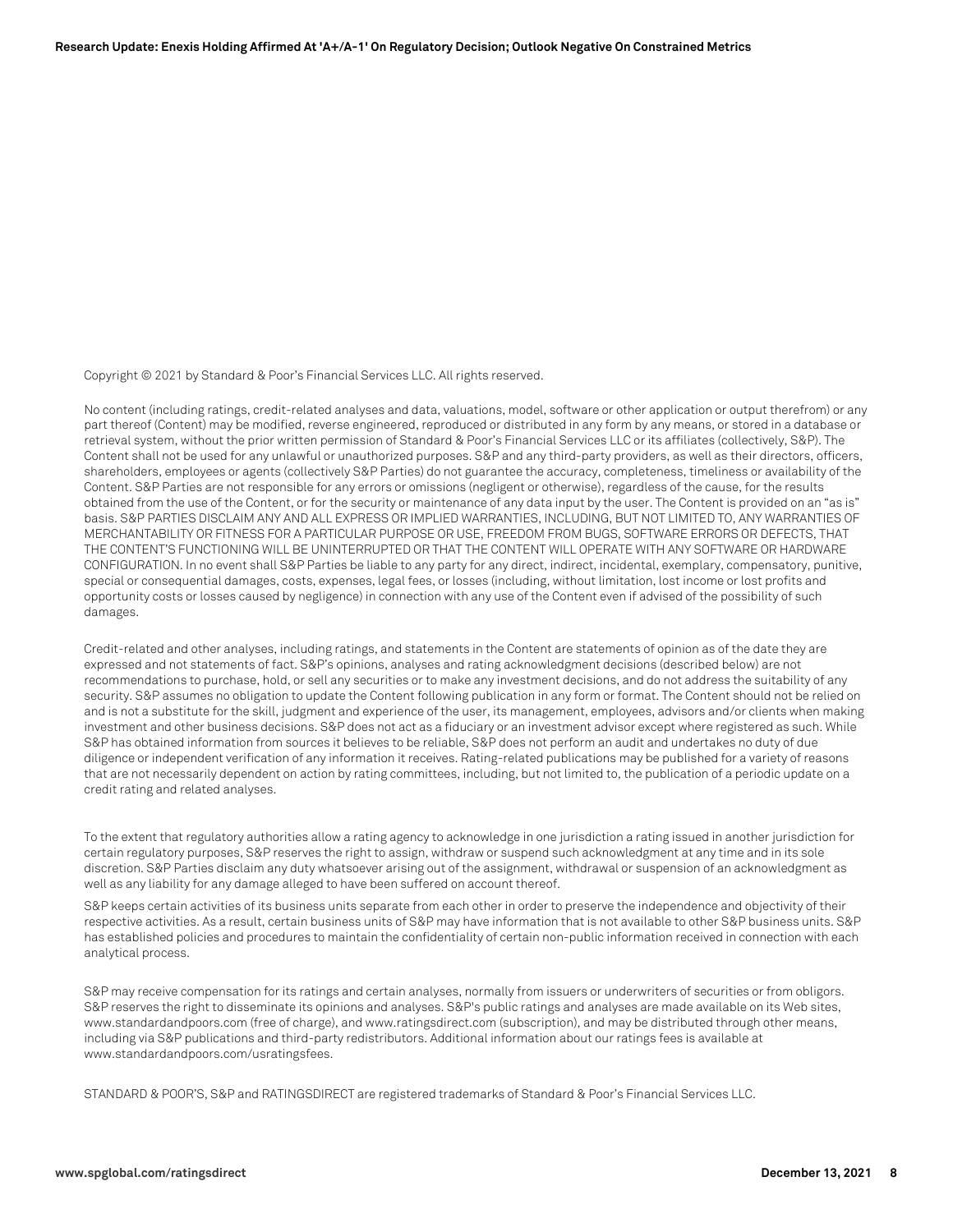Copyright © 2021 by Standard & Poor's Financial Services LLC. All rights reserved.

No content (including ratings, credit-related analyses and data, valuations, model, software or other application or output therefrom) or any part thereof (Content) may be modified, reverse engineered, reproduced or distributed in any form by any means, or stored in a database or retrieval system, without the prior written permission of Standard & Poor's Financial Services LLC or its affiliates (collectively, S&P). The Content shall not be used for any unlawful or unauthorized purposes. S&P and any third-party providers, as well as their directors, officers, shareholders, employees or agents (collectively S&P Parties) do not guarantee the accuracy, completeness, timeliness or availability of the Content. S&P Parties are not responsible for any errors or omissions (negligent or otherwise), regardless of the cause, for the results obtained from the use of the Content, or for the security or maintenance of any data input by the user. The Content is provided on an "as is" basis. S&P PARTIES DISCLAIM ANY AND ALL EXPRESS OR IMPLIED WARRANTIES, INCLUDING, BUT NOT LIMITED TO, ANY WARRANTIES OF MERCHANTABILITY OR FITNESS FOR A PARTICULAR PURPOSE OR USE, FREEDOM FROM BUGS, SOFTWARE ERRORS OR DEFECTS, THAT THE CONTENT'S FUNCTIONING WILL BE UNINTERRUPTED OR THAT THE CONTENT WILL OPERATE WITH ANY SOFTWARE OR HARDWARE CONFIGURATION. In no event shall S&P Parties be liable to any party for any direct, indirect, incidental, exemplary, compensatory, punitive, special or consequential damages, costs, expenses, legal fees, or losses (including, without limitation, lost income or lost profits and opportunity costs or losses caused by negligence) in connection with any use of the Content even if advised of the possibility of such damages.

Credit-related and other analyses, including ratings, and statements in the Content are statements of opinion as of the date they are expressed and not statements of fact. S&P's opinions, analyses and rating acknowledgment decisions (described below) are not recommendations to purchase, hold, or sell any securities or to make any investment decisions, and do not address the suitability of any security. S&P assumes no obligation to update the Content following publication in any form or format. The Content should not be relied on and is not a substitute for the skill, judgment and experience of the user, its management, employees, advisors and/or clients when making investment and other business decisions. S&P does not act as a fiduciary or an investment advisor except where registered as such. While S&P has obtained information from sources it believes to be reliable, S&P does not perform an audit and undertakes no duty of due diligence or independent verification of any information it receives. Rating-related publications may be published for a variety of reasons that are not necessarily dependent on action by rating committees, including, but not limited to, the publication of a periodic update on a credit rating and related analyses.

To the extent that regulatory authorities allow a rating agency to acknowledge in one jurisdiction a rating issued in another jurisdiction for certain regulatory purposes, S&P reserves the right to assign, withdraw or suspend such acknowledgment at any time and in its sole discretion. S&P Parties disclaim any duty whatsoever arising out of the assignment, withdrawal or suspension of an acknowledgment as well as any liability for any damage alleged to have been suffered on account thereof.

S&P keeps certain activities of its business units separate from each other in order to preserve the independence and objectivity of their respective activities. As a result, certain business units of S&P may have information that is not available to other S&P business units. S&P has established policies and procedures to maintain the confidentiality of certain non-public information received in connection with each analytical process.

S&P may receive compensation for its ratings and certain analyses, normally from issuers or underwriters of securities or from obligors. S&P reserves the right to disseminate its opinions and analyses. S&P's public ratings and analyses are made available on its Web sites, www.standardandpoors.com (free of charge), and www.ratingsdirect.com (subscription), and may be distributed through other means, including via S&P publications and third-party redistributors. Additional information about our ratings fees is available at www.standardandpoors.com/usratingsfees.

STANDARD & POOR'S, S&P and RATINGSDIRECT are registered trademarks of Standard & Poor's Financial Services LLC.